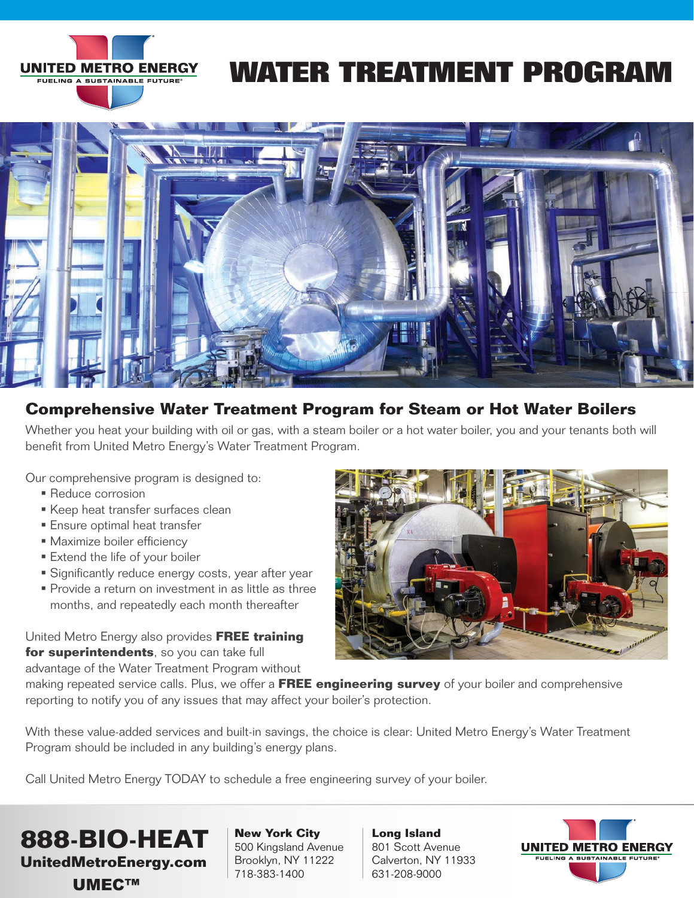UNITED METRO ENERGY
FUELING A SUSTAINABLE FUTURE®

# WATER TREATMENT PROGRAM

## Comprehensive Water Treatment Program for Steam or Hot Water Boilers

Whether you heat your building with oil or gas, with a steam boiler or a hot water boiler, you and your tenants both will benefit from United Metro Energy's Water Treatment Program.

Our comprehensive program is designed to:

- Reduce corrosion
- Keep heat transfer surfaces clean
- Ensure optimal heat transfer
- Maximize boiler efficiency
- Extend the life of your boiler
- Significantly reduce energy costs, year after year
- Provide a return on investment in as little as three months, and repeatedly each month thereafter

United Metro Energy also provides **FREE training for superintendents**, so you can take full advantage of the Water Treatment Program without making repeated service calls. Plus, we offer a **FREE engineering survey** of your boiler and comprehensive reporting to notify you of any issues that may affect your boiler's protection.

With these value-added services and built-in savings, the choice is clear: United Metro Energy's Water Treatment Program should be included in any building's energy plans.

Call United Metro Energy TODAY to schedule a free engineering survey of your boiler.

**888-BIO-HEAT**
**UnitedMetroEnergy.com**
**UMEC™**

**New York City**
500 Kingsland Avenue
Brooklyn, NY 11222
718-383-1400

**Long Island**
801 Scott Avenue
Calverton, NY 11933
631-208-9000

UNITED METRO ENERGY
FUELING A SUSTAINABLE FUTURE®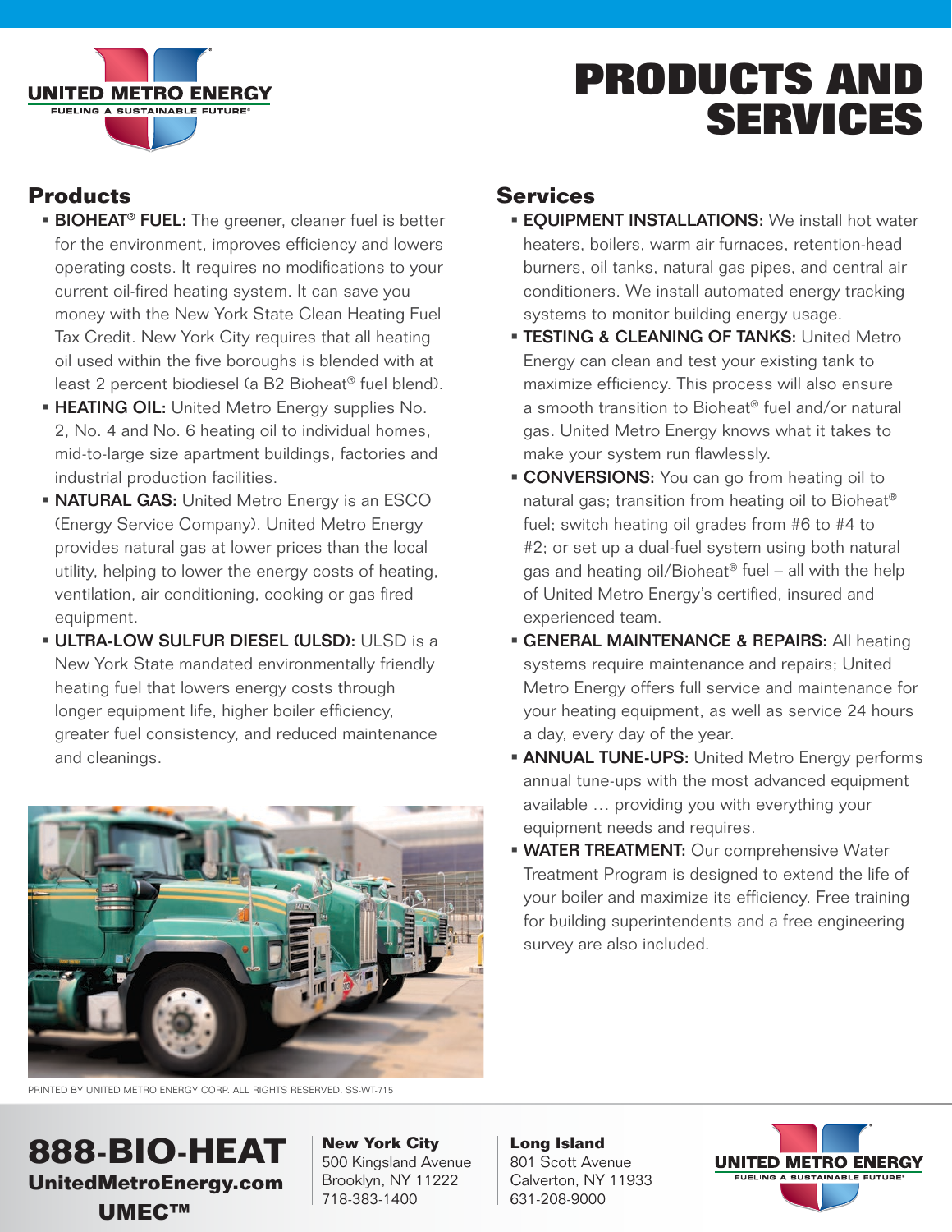UNITED METRO ENERGY
FUELING A SUSTAINABLE FUTURE®

# PRODUCTS AND SERVICES

## Products

- **BIOHEAT® FUEL:** The greener, cleaner fuel is better for the environment, improves efficiency and lowers operating costs. It requires no modifications to your current oil-fired heating system. It can save you money with the New York State Clean Heating Fuel Tax Credit. New York City requires that all heating oil used within the five boroughs is blended with at least 2 percent biodiesel (a B2 Bioheat® fuel blend).
- **HEATING OIL:** United Metro Energy supplies No. 2, No. 4 and No. 6 heating oil to individual homes, mid-to-large size apartment buildings, factories and industrial production facilities.
- **NATURAL GAS:** United Metro Energy is an ESCO (Energy Service Company). United Metro Energy provides natural gas at lower prices than the local utility, helping to lower the energy costs of heating, ventilation, air conditioning, cooking or gas fired equipment.
- **ULTRA-LOW SULFUR DIESEL (ULSD):** ULSD is a New York State mandated environmentally friendly heating fuel that lowers energy costs through longer equipment life, higher boiler efficiency, greater fuel consistency, and reduced maintenance and cleanings.

## Services

- **EQUIPMENT INSTALLATIONS:** We install hot water heaters, boilers, warm air furnaces, retention-head burners, oil tanks, natural gas pipes, and central air conditioners. We install automated energy tracking systems to monitor building energy usage.
- **TESTING & CLEANING OF TANKS:** United Metro Energy can clean and test your existing tank to maximize efficiency. This process will also ensure a smooth transition to Bioheat® fuel and/or natural gas. United Metro Energy knows what it takes to make your system run flawlessly.
- **CONVERSIONS:** You can go from heating oil to natural gas; transition from heating oil to Bioheat® fuel; switch heating oil grades from #6 to #4 to #2; or set up a dual-fuel system using both natural gas and heating oil/Bioheat® fuel – all with the help of United Metro Energy's certified, insured and experienced team.
- **GENERAL MAINTENANCE & REPAIRS:** All heating systems require maintenance and repairs; United Metro Energy offers full service and maintenance for your heating equipment, as well as service 24 hours a day, every day of the year.
- **ANNUAL TUNE-UPS:** United Metro Energy performs annual tune-ups with the most advanced equipment available … providing you with everything your equipment needs and requires.
- **WATER TREATMENT:** Our comprehensive Water Treatment Program is designed to extend the life of your boiler and maximize its efficiency. Free training for building superintendents and a free engineering survey are also included.

PRINTED BY UNITED METRO ENERGY CORP. ALL RIGHTS RESERVED. SS-WT-715

**888-BIO-HEAT**
**UnitedMetroEnergy.com**
**UMEC™**

**New York City**
500 Kingsland Avenue
Brooklyn, NY 11222
718-383-1400

**Long Island**
801 Scott Avenue
Calverton, NY 11933
631-208-9000

UNITED METRO ENERGY
FUELING A SUSTAINABLE FUTURE®